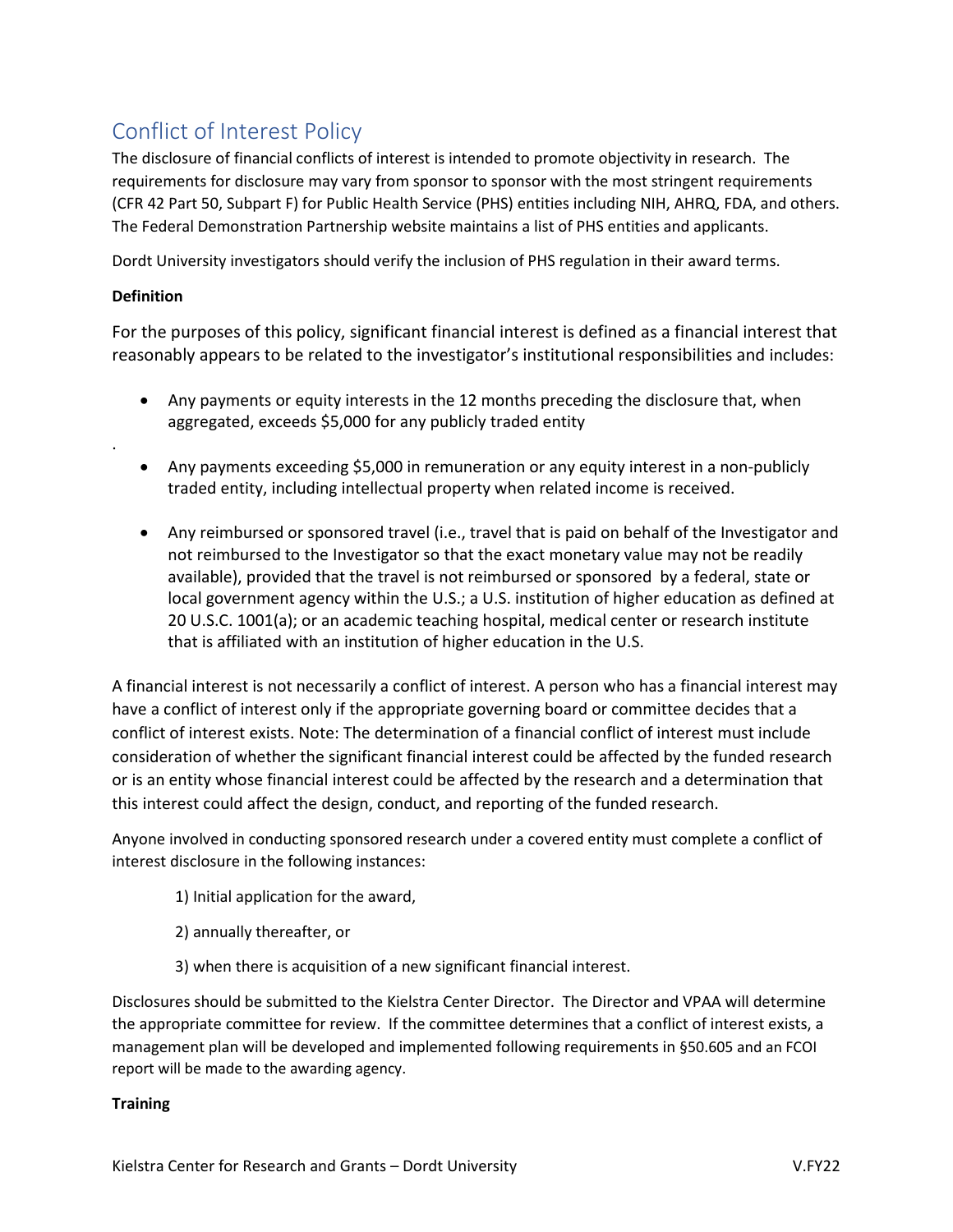# Conflict of Interest Policy

The disclosure of financial conflicts of interest is intended to promote objectivity in research. The requirements for disclosure may vary from sponsor to sponsor with the most stringent requirements (CFR 42 Part 50, Subpart F) for Public Health Service (PHS) entities including NIH, AHRQ, FDA, and others. The Federal Demonstration Partnership website maintains a list of PHS entities and applicants.

Dordt University investigators should verify the inclusion of PHS regulation in their award terms.

**Definition**

For the purposes of this policy, significant financial interest is defined as a financial interest that reasonably appears to be related to the investigator's institutional responsibilities and includes:

- Any payments or equity interests in the 12 months preceding the disclosure that, when aggregated, exceeds $5,000 for any publicly traded entity

.

- Any payments exceeding $5,000 in remuneration or any equity interest in a non-publicly traded entity, including intellectual property when related income is received.

- Any reimbursed or sponsored travel (i.e., travel that is paid on behalf of the Investigator and not reimbursed to the Investigator so that the exact monetary value may not be readily available), provided that the travel is not reimbursed or sponsored by a federal, state or local government agency within the U.S.; a U.S. institution of higher education as defined at 20 U.S.C. 1001(a); or an academic teaching hospital, medical center or research institute that is affiliated with an institution of higher education in the U.S.

A financial interest is not necessarily a conflict of interest. A person who has a financial interest may have a conflict of interest only if the appropriate governing board or committee decides that a conflict of interest exists. Note: The determination of a financial conflict of interest must include consideration of whether the significant financial interest could be affected by the funded research or is an entity whose financial interest could be affected by the research and a determination that this interest could affect the design, conduct, and reporting of the funded research.

Anyone involved in conducting sponsored research under a covered entity must complete a conflict of interest disclosure in the following instances:

1) Initial application for the award,

2) annually thereafter, or

3) when there is acquisition of a new significant financial interest.

Disclosures should be submitted to the Kielstra Center Director. The Director and VPAA will determine the appropriate committee for review. If the committee determines that a conflict of interest exists, a management plan will be developed and implemented following requirements in §50.605 and an FCOI report will be made to the awarding agency.

**Training**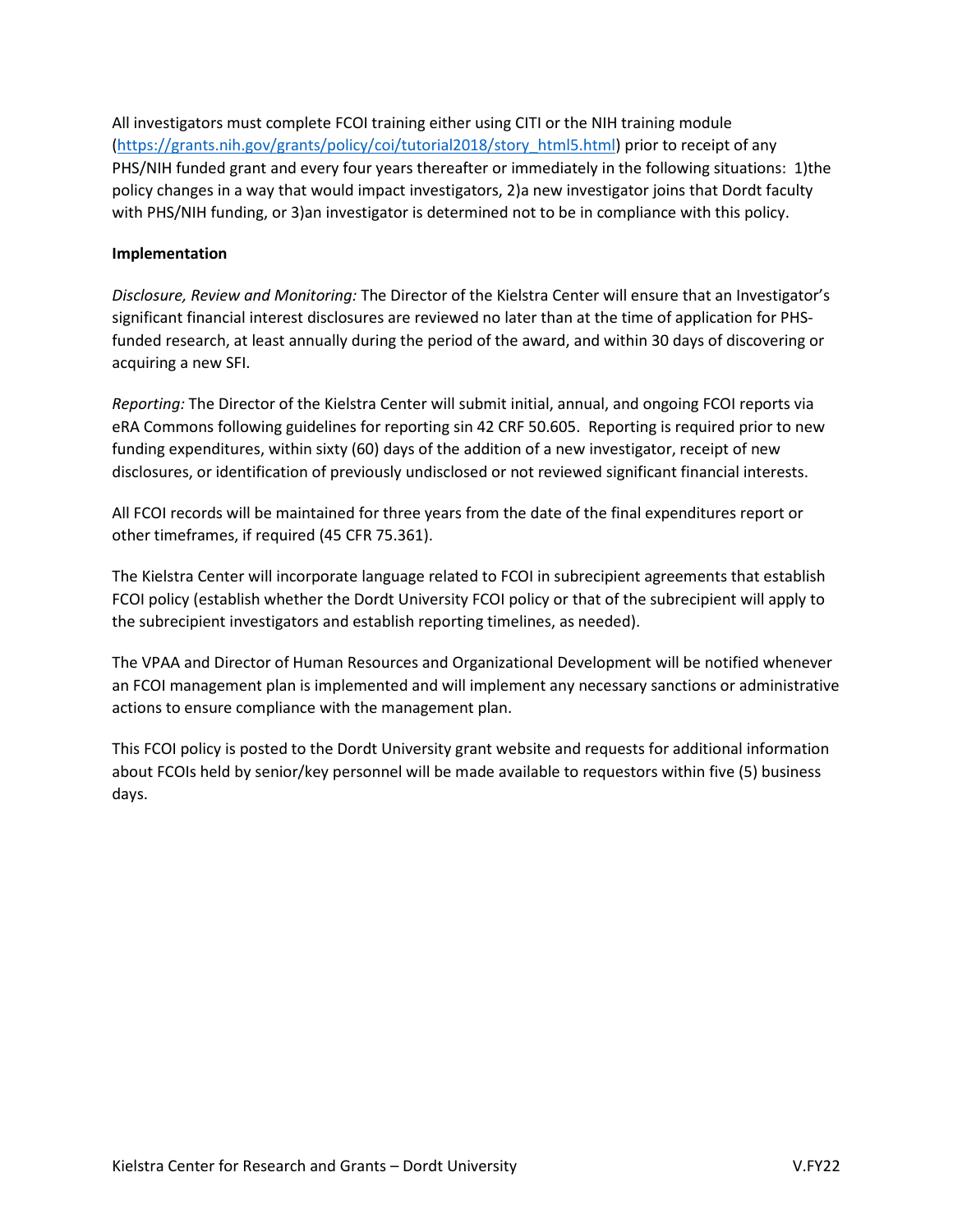All investigators must complete FCOI training either using CITI or the NIH training module (https://grants.nih.gov/grants/policy/coi/tutorial2018/story_html5.html) prior to receipt of any PHS/NIH funded grant and every four years thereafter or immediately in the following situations: 1)the policy changes in a way that would impact investigators, 2)a new investigator joins that Dordt faculty with PHS/NIH funding, or 3)an investigator is determined not to be in compliance with this policy.

**Implementation**

*Disclosure, Review and Monitoring:* The Director of the Kielstra Center will ensure that an Investigator's significant financial interest disclosures are reviewed no later than at the time of application for PHS-funded research, at least annually during the period of the award, and within 30 days of discovering or acquiring a new SFI.

*Reporting:* The Director of the Kielstra Center will submit initial, annual, and ongoing FCOI reports via eRA Commons following guidelines for reporting sin 42 CRF 50.605. Reporting is required prior to new funding expenditures, within sixty (60) days of the addition of a new investigator, receipt of new disclosures, or identification of previously undisclosed or not reviewed significant financial interests.

All FCOI records will be maintained for three years from the date of the final expenditures report or other timeframes, if required (45 CFR 75.361).

The Kielstra Center will incorporate language related to FCOI in subrecipient agreements that establish FCOI policy (establish whether the Dordt University FCOI policy or that of the subrecipient will apply to the subrecipient investigators and establish reporting timelines, as needed).

The VPAA and Director of Human Resources and Organizational Development will be notified whenever an FCOI management plan is implemented and will implement any necessary sanctions or administrative actions to ensure compliance with the management plan.

This FCOI policy is posted to the Dordt University grant website and requests for additional information about FCOIs held by senior/key personnel will be made available to requestors within five (5) business days.